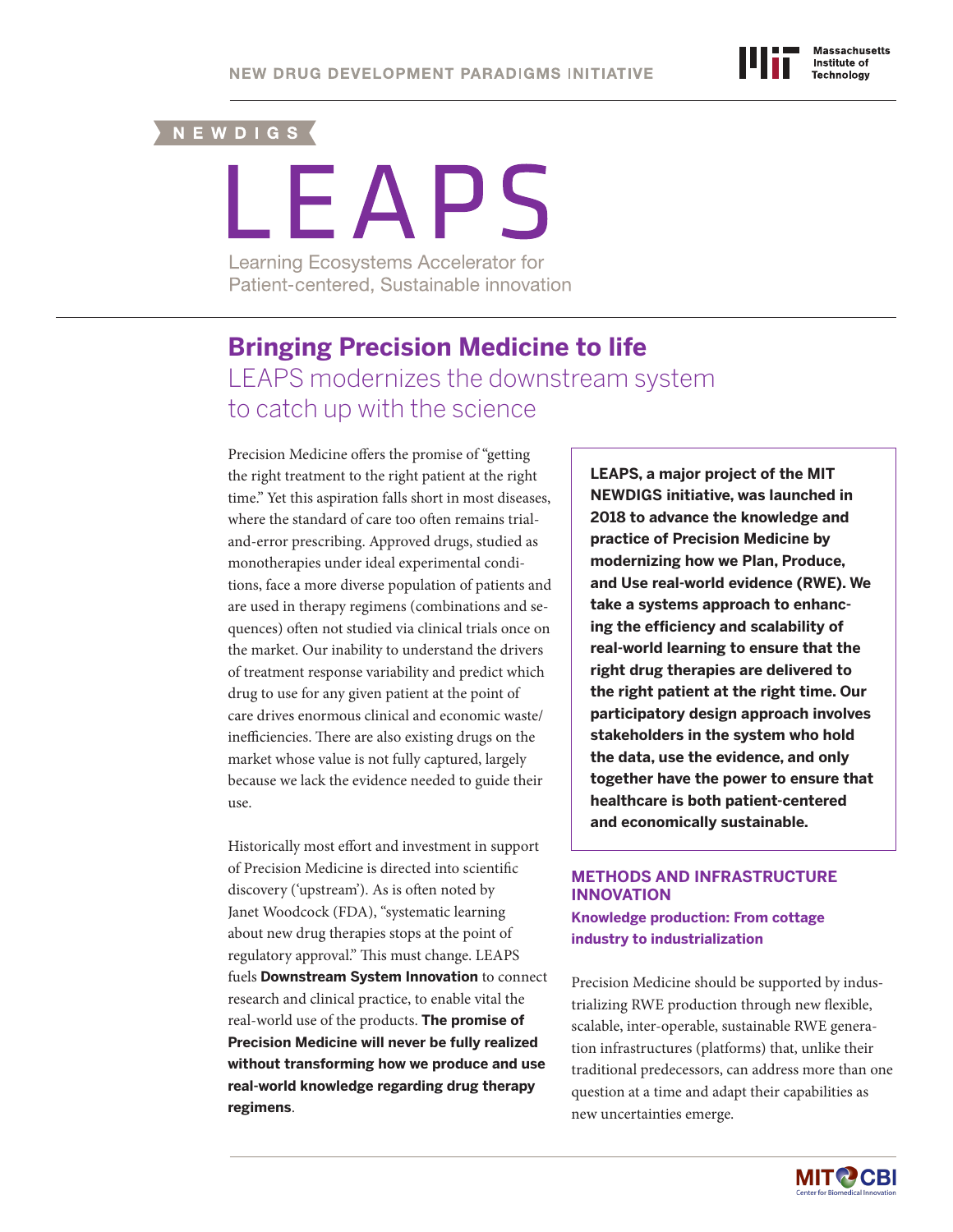NEW DRUG DEVELOPMENT PARADIGMS INITIATIVE

NEWDIGS

# LEAPS

Learning Ecosystems Accelerator for Patient-centered, Sustainable innovation

## Bringing Precision Medicine to life

### LEAPS modernizes the downstream system to catch up with the science

Precision Medicine offers the promise of "getting the right treatment to the right patient at the right time." Yet this aspiration falls short in most diseases, where the standard of care too often remains trial-and-error prescribing. Approved drugs, studied as monotherapies under ideal experimental conditions, face a more diverse population of patients and are used in therapy regimens (combinations and sequences) often not studied via clinical trials once on the market. Our inability to understand the drivers of treatment response variability and predict which drug to use for any given patient at the point of care drives enormous clinical and economic waste/inefficiencies. There are also existing drugs on the market whose value is not fully captured, largely because we lack the evidence needed to guide their use.

Historically most effort and investment in support of Precision Medicine is directed into scientific discovery ('upstream'). As is often noted by Janet Woodcock (FDA), "systematic learning about new drug therapies stops at the point of regulatory approval." This must change. LEAPS fuels **Downstream System Innovation** to connect research and clinical practice, to enable vital the real-world use of the products. **The promise of Precision Medicine will never be fully realized without transforming how we produce and use real-world knowledge regarding drug therapy regimens**.

**LEAPS, a major project of the MIT NEWDIGS initiative, was launched in 2018 to advance the knowledge and practice of Precision Medicine by modernizing how we Plan, Produce, and Use real-world evidence (RWE). We take a systems approach to enhancing the efficiency and scalability of real-world learning to ensure that the right drug therapies are delivered to the right patient at the right time. Our participatory design approach involves stakeholders in the system who hold the data, use the evidence, and only together have the power to ensure that healthcare is both patient-centered and economically sustainable.**

## METHODS AND INFRASTRUCTURE INNOVATION

### Knowledge production: From cottage industry to industrialization

Precision Medicine should be supported by industrializing RWE production through new flexible, scalable, inter-operable, sustainable RWE generation infrastructures (platforms) that, unlike their traditional predecessors, can address more than one question at a time and adapt their capabilities as new uncertainties emerge.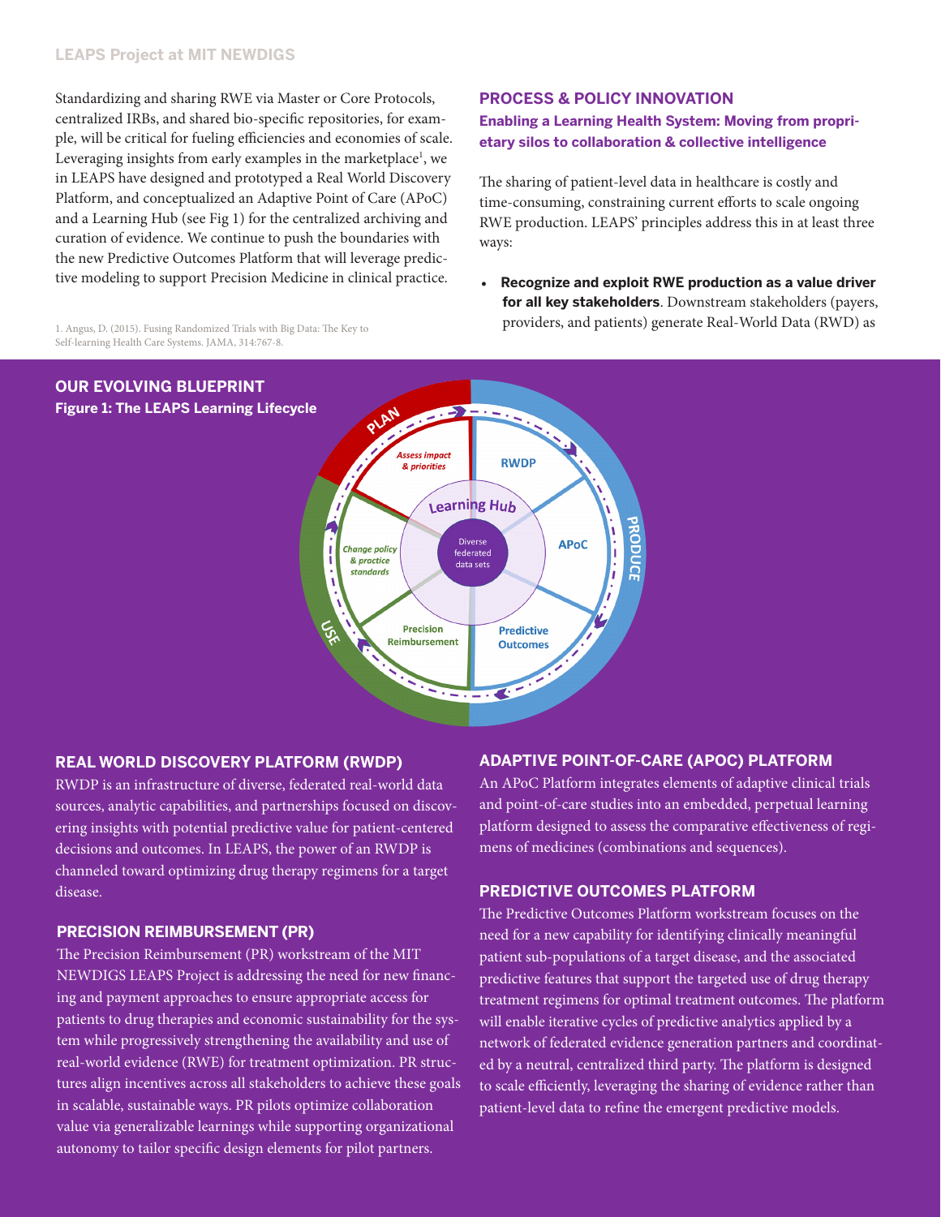Standardizing and sharing RWE via Master or Core Protocols, centralized IRBs, and shared bio-specific repositories, for example, will be critical for fueling efficiencies and economies of scale. Leveraging insights from early examples in the marketplace[1], we in LEAPS have designed and prototyped a Real World Discovery Platform, and conceptualized an Adaptive Point of Care (APoC) and a Learning Hub (see Fig 1) for the centralized archiving and curation of evidence. We continue to push the boundaries with the new Predictive Outcomes Platform that will leverage predictive modeling to support Precision Medicine in clinical practice.

1. Angus, D. (2015). Fusing Randomized Trials with Big Data: The Key to Self-learning Health Care Systems. JAMA, 314:767-8.

## PROCESS & POLICY INNOVATION

### Enabling a Learning Health System: Moving from proprietary silos to collaboration & collective intelligence

The sharing of patient-level data in healthcare is costly and time-consuming, constraining current efforts to scale ongoing RWE production. LEAPS' principles address this in at least three ways:

- **Recognize and exploit RWE production as a value driver for all key stakeholders**. Downstream stakeholders (payers, providers, and patients) generate Real-World Data (RWD) as

## OUR EVOLVING BLUEPRINT

**Figure 1: The LEAPS Learning Lifecycle**

PLAN: *Assess impact & priorities*
PRODUCE: RWDP; APoC; Predictive Outcomes
USE: Precision Reimbursement; *Change policy & practice standards*
Learning Hub — Diverse federated data sets

## REAL WORLD DISCOVERY PLATFORM (RWDP)

RWDP is an infrastructure of diverse, federated real-world data sources, analytic capabilities, and partnerships focused on discovering insights with potential predictive value for patient-centered decisions and outcomes. In LEAPS, the power of an RWDP is channeled toward optimizing drug therapy regimens for a target disease.

## PRECISION REIMBURSEMENT (PR)

The Precision Reimbursement (PR) workstream of the MIT NEWDIGS LEAPS Project is addressing the need for new financing and payment approaches to ensure appropriate access for patients to drug therapies and economic sustainability for the system while progressively strengthening the availability and use of real-world evidence (RWE) for treatment optimization. PR structures align incentives across all stakeholders to achieve these goals in scalable, sustainable ways. PR pilots optimize collaboration value via generalizable learnings while supporting organizational autonomy to tailor specific design elements for pilot partners.

## ADAPTIVE POINT-OF-CARE (APOC) PLATFORM

An APoC Platform integrates elements of adaptive clinical trials and point-of-care studies into an embedded, perpetual learning platform designed to assess the comparative effectiveness of regimens of medicines (combinations and sequences).

## PREDICTIVE OUTCOMES PLATFORM

The Predictive Outcomes Platform workstream focuses on the need for a new capability for identifying clinically meaningful patient sub-populations of a target disease, and the associated predictive features that support the targeted use of drug therapy treatment regimens for optimal treatment outcomes. The platform will enable iterative cycles of predictive analytics applied by a network of federated evidence generation partners and coordinated by a neutral, centralized third party. The platform is designed to scale efficiently, leveraging the sharing of evidence rather than patient-level data to refine the emergent predictive models.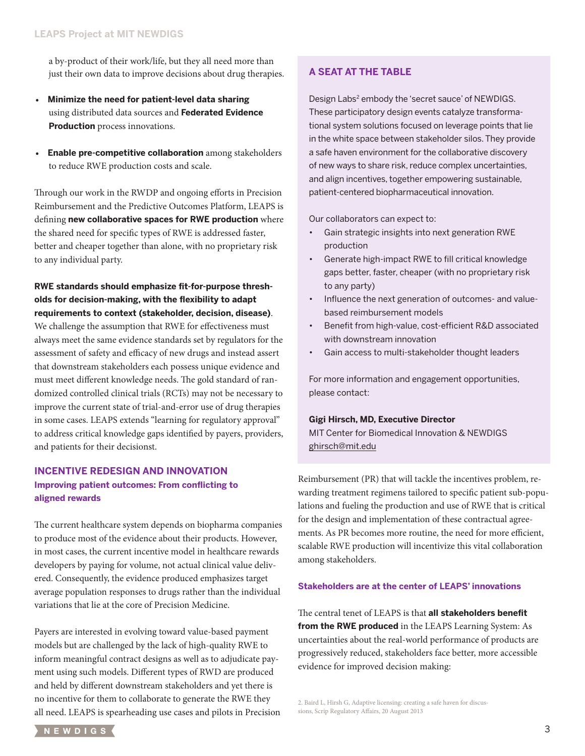a by-product of their work/life, but they all need more than just their own data to improve decisions about drug therapies.

- **Minimize the need for patient-level data sharing** using distributed data sources and **Federated Evidence Production** process innovations.
- **Enable pre-competitive collaboration** among stakeholders to reduce RWE production costs and scale.

Through our work in the RWDP and ongoing efforts in Precision Reimbursement and the Predictive Outcomes Platform, LEAPS is defining **new collaborative spaces for RWE production** where the shared need for specific types of RWE is addressed faster, better and cheaper together than alone, with no proprietary risk to any individual party.

**RWE standards should emphasize fit-for-purpose thresholds for decision-making, with the flexibility to adapt requirements to context (stakeholder, decision, disease)**. We challenge the assumption that RWE for effectiveness must always meet the same evidence standards set by regulators for the assessment of safety and efficacy of new drugs and instead assert that downstream stakeholders each possess unique evidence and must meet different knowledge needs. The gold standard of randomized controlled clinical trials (RCTs) may not be necessary to improve the current state of trial-and-error use of drug therapies in some cases. LEAPS extends "learning for regulatory approval" to address critical knowledge gaps identified by payers, providers, and patients for their decisionst.

## INCENTIVE REDESIGN AND INNOVATION

### Improving patient outcomes: From conflicting to aligned rewards

The current healthcare system depends on biopharma companies to produce most of the evidence about their products. However, in most cases, the current incentive model in healthcare rewards developers by paying for volume, not actual clinical value delivered. Consequently, the evidence produced emphasizes target average population responses to drugs rather than the individual variations that lie at the core of Precision Medicine.

Payers are interested in evolving toward value-based payment models but are challenged by the lack of high-quality RWE to inform meaningful contract designs as well as to adjudicate payment using such models. Different types of RWD are produced and held by different downstream stakeholders and yet there is no incentive for them to collaborate to generate the RWE they all need. LEAPS is spearheading use cases and pilots in Precision Reimbursement (PR) that will tackle the incentives problem, rewarding treatment regimens tailored to specific patient sub-populations and fueling the production and use of RWE that is critical for the design and implementation of these contractual agreements. As PR becomes more routine, the need for more efficient, scalable RWE production will incentivize this vital collaboration among stakeholders.

## A SEAT AT THE TABLE

Design Labs[2] embody the 'secret sauce' of NEWDIGS. These participatory design events catalyze transformational system solutions focused on leverage points that lie in the white space between stakeholder silos. They provide a safe haven environment for the collaborative discovery of new ways to share risk, reduce complex uncertainties, and align incentives, together empowering sustainable, patient-centered biopharmaceutical innovation.

Our collaborators can expect to:

- Gain strategic insights into next generation RWE production
- Generate high-impact RWE to fill critical knowledge gaps better, faster, cheaper (with no proprietary risk to any party)
- Influence the next generation of outcomes- and value-based reimbursement models
- Benefit from high-value, cost-efficient R&D associated with downstream innovation
- Gain access to multi-stakeholder thought leaders

For more information and engagement opportunities, please contact:

**Gigi Hirsch, MD, Executive Director**
MIT Center for Biomedical Innovation & NEWDIGS
ghirsch@mit.edu

### Stakeholders are at the center of LEAPS' innovations

The central tenet of LEAPS is that **all stakeholders benefit from the RWE produced** in the LEAPS Learning System: As uncertainties about the real-world performance of products are progressively reduced, stakeholders face better, more accessible evidence for improved decision making:

2. Baird L, Hirsh G, Adaptive licensing: creating a safe haven for discussions, Scrip Regulatory Affairs, 20 August 2013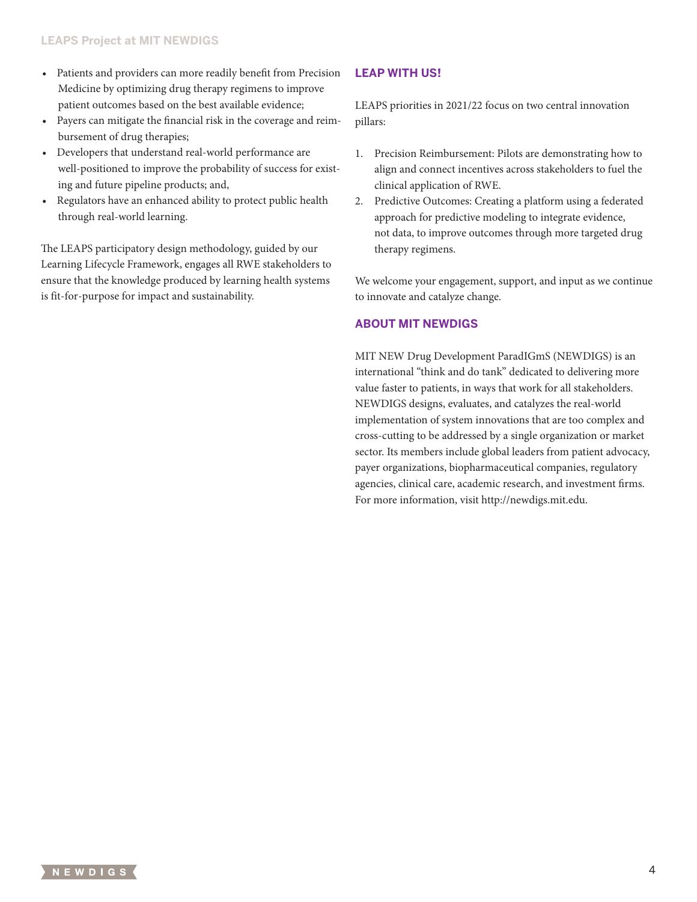- Patients and providers can more readily benefit from Precision Medicine by optimizing drug therapy regimens to improve patient outcomes based on the best available evidence;
- Payers can mitigate the financial risk in the coverage and reimbursement of drug therapies;
- Developers that understand real-world performance are well-positioned to improve the probability of success for existing and future pipeline products; and,
- Regulators have an enhanced ability to protect public health through real-world learning.

The LEAPS participatory design methodology, guided by our Learning Lifecycle Framework, engages all RWE stakeholders to ensure that the knowledge produced by learning health systems is fit-for-purpose for impact and sustainability.

## LEAP WITH US!

LEAPS priorities in 2021/22 focus on two central innovation pillars:

1. Precision Reimbursement: Pilots are demonstrating how to align and connect incentives across stakeholders to fuel the clinical application of RWE.
2. Predictive Outcomes: Creating a platform using a federated approach for predictive modeling to integrate evidence, not data, to improve outcomes through more targeted drug therapy regimens.

We welcome your engagement, support, and input as we continue to innovate and catalyze change.

## ABOUT MIT NEWDIGS

MIT NEW Drug Development ParadIGmS (NEWDIGS) is an international "think and do tank" dedicated to delivering more value faster to patients, in ways that work for all stakeholders. NEWDIGS designs, evaluates, and catalyzes the real-world implementation of system innovations that are too complex and cross-cutting to be addressed by a single organization or market sector. Its members include global leaders from patient advocacy, payer organizations, biopharmaceutical companies, regulatory agencies, clinical care, academic research, and investment firms. For more information, visit http://newdigs.mit.edu.